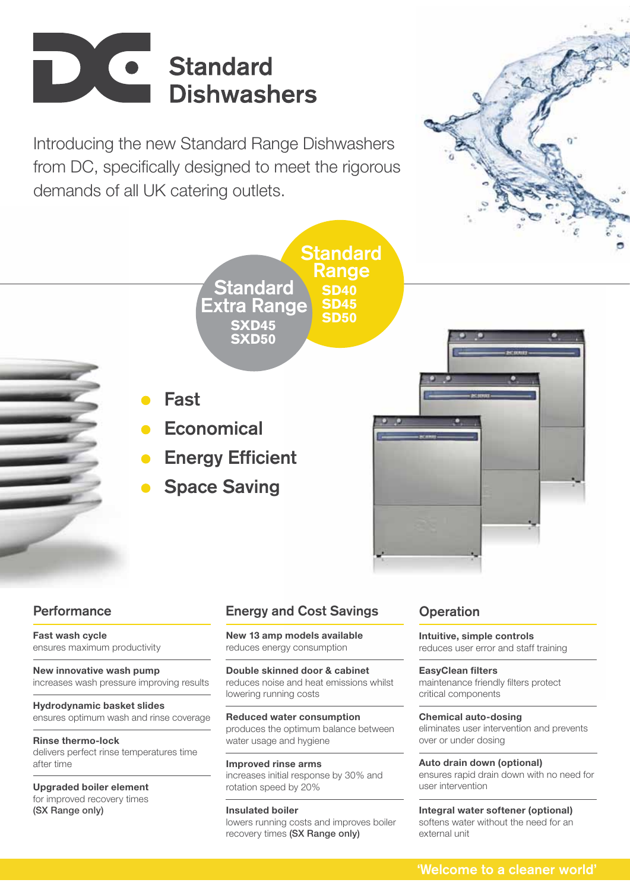# DC Standard Dishwashers

Introducing the new Standard Range Dishwashers from DC, specifically designed to meet the rigorous demands of all UK catering outlets.

**Standard Extra Range**
SXD45
SXD50

**Standard Range**
SD40
SD45
SD50

- Fast
- Economical
- Energy Efficient
- Space Saving

## Performance

**Fast wash cycle**
ensures maximum productivity

**New innovative wash pump**
increases wash pressure improving results

**Hydrodynamic basket slides**
ensures optimum wash and rinse coverage

**Rinse thermo-lock**
delivers perfect rinse temperatures time after time

**Upgraded boiler element**
for improved recovery times
**(SX Range only)**

## Energy and Cost Savings

**New 13 amp models available**
reduces energy consumption

**Double skinned door & cabinet**
reduces noise and heat emissions whilst lowering running costs

**Reduced water consumption**
produces the optimum balance between water usage and hygiene

**Improved rinse arms**
increases initial response by 30% and rotation speed by 20%

**Insulated boiler**
lowers running costs and improves boiler recovery times **(SX Range only)**

## Operation

**Intuitive, simple controls**
reduces user error and staff training

**EasyClean filters**
maintenance friendly filters protect critical components

**Chemical auto-dosing**
eliminates user intervention and prevents over or under dosing

**Auto drain down (optional)**
ensures rapid drain down with no need for user intervention

**Integral water softener (optional)**
softens water without the need for an external unit

'Welcome to a cleaner world'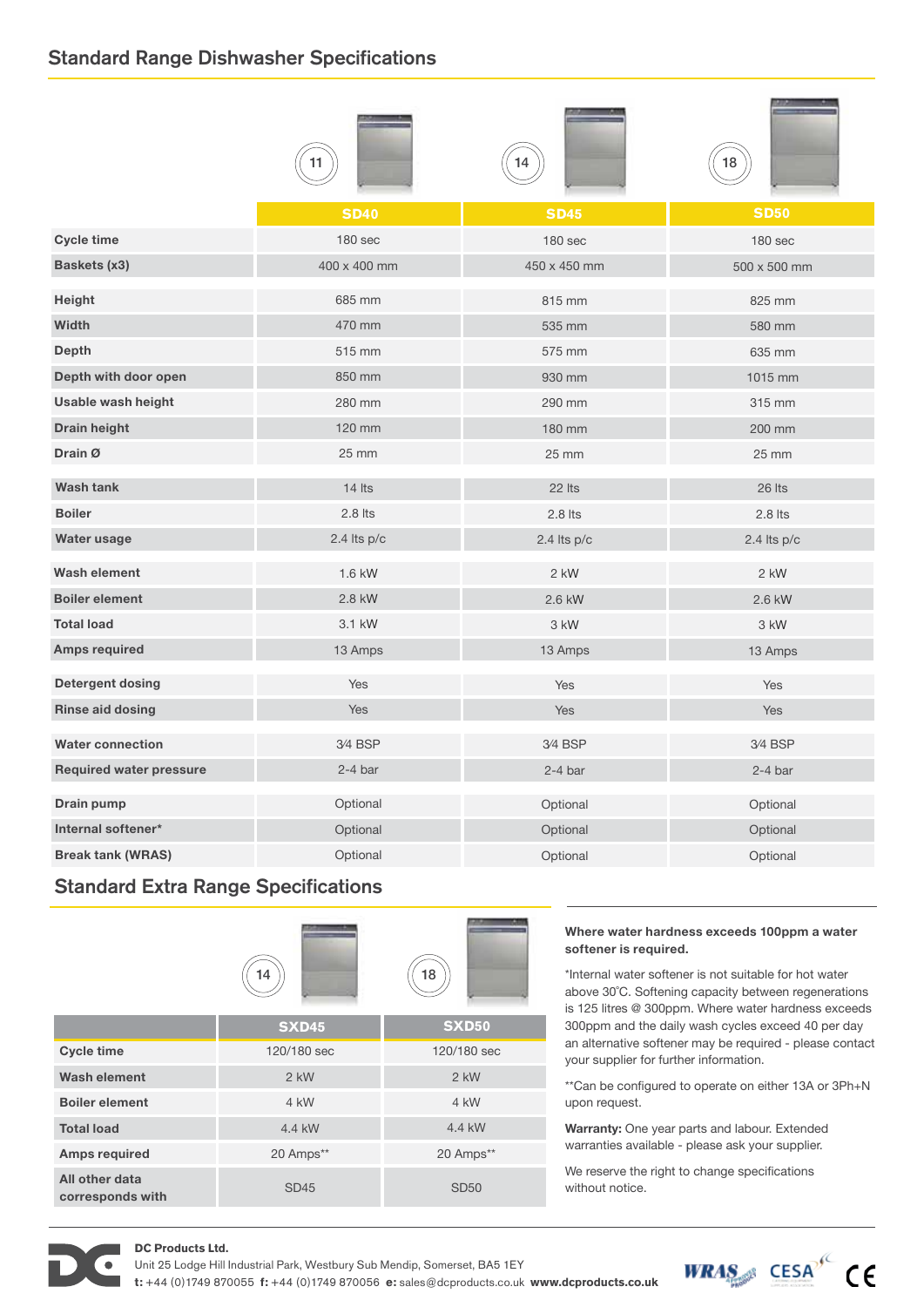## Standard Range Dishwasher Specifications

| | 11 SD40 | 14 SD45 | 18 SD50 |
|---|---|---|---|
| **Cycle time** | 180 sec | 180 sec | 180 sec |
| **Baskets (x3)** | 400 x 400 mm | 450 x 450 mm | 500 x 500 mm |
| **Height** | 685 mm | 815 mm | 825 mm |
| **Width** | 470 mm | 535 mm | 580 mm |
| **Depth** | 515 mm | 575 mm | 635 mm |
| **Depth with door open** | 850 mm | 930 mm | 1015 mm |
| **Usable wash height** | 280 mm | 290 mm | 315 mm |
| **Drain height** | 120 mm | 180 mm | 200 mm |
| **Drain Ø** | 25 mm | 25 mm | 25 mm |
| **Wash tank** | 14 lts | 22 lts | 26 lts |
| **Boiler** | 2.8 lts | 2.8 lts | 2.8 lts |
| **Water usage** | 2.4 lts p/c | 2.4 lts p/c | 2.4 lts p/c |
| **Wash element** | 1.6 kW | 2 kW | 2 kW |
| **Boiler element** | 2.8 kW | 2.6 kW | 2.6 kW |
| **Total load** | 3.1 kW | 3 kW | 3 kW |
| **Amps required** | 13 Amps | 13 Amps | 13 Amps |
| **Detergent dosing** | Yes | Yes | Yes |
| **Rinse aid dosing** | Yes | Yes | Yes |
| **Water connection** | 3/4 BSP | 3/4 BSP | 3/4 BSP |
| **Required water pressure** | 2-4 bar | 2-4 bar | 2-4 bar |
| **Drain pump** | Optional | Optional | Optional |
| **Internal softener*** | Optional | Optional | Optional |
| **Break tank (WRAS)** | Optional | Optional | Optional |

## Standard Extra Range Specifications

| | 14 SXD45 | 18 SXD50 |
|---|---|---|
| **Cycle time** | 120/180 sec | 120/180 sec |
| **Wash element** | 2 kW | 2 kW |
| **Boiler element** | 4 kW | 4 kW |
| **Total load** | 4.4 kW | 4.4 kW |
| **Amps required** | 20 Amps** | 20 Amps** |
| **All other data corresponds with** | SD45 | SD50 |

**Where water hardness exceeds 100ppm a water softener is required.**

*Internal water softener is not suitable for hot water above 30˚C. Softening capacity between regenerations is 125 litres @ 300ppm. Where water hardness exceeds 300ppm and the daily wash cycles exceed 40 per day an alternative softener may be required - please contact your supplier for further information.

**Can be configured to operate on either 13A or 3Ph+N upon request.

**Warranty:** One year parts and labour. Extended warranties available - please ask your supplier.

We reserve the right to change specifications without notice.

**DC Products Ltd.**
Unit 25 Lodge Hill Industrial Park, Westbury Sub Mendip, Somerset, BA5 1EY
**t:** +44 (0)1749 870055 **f:** +44 (0)1749 870056 **e:** sales@dcproducts.co.uk **www.dcproducts.co.uk**